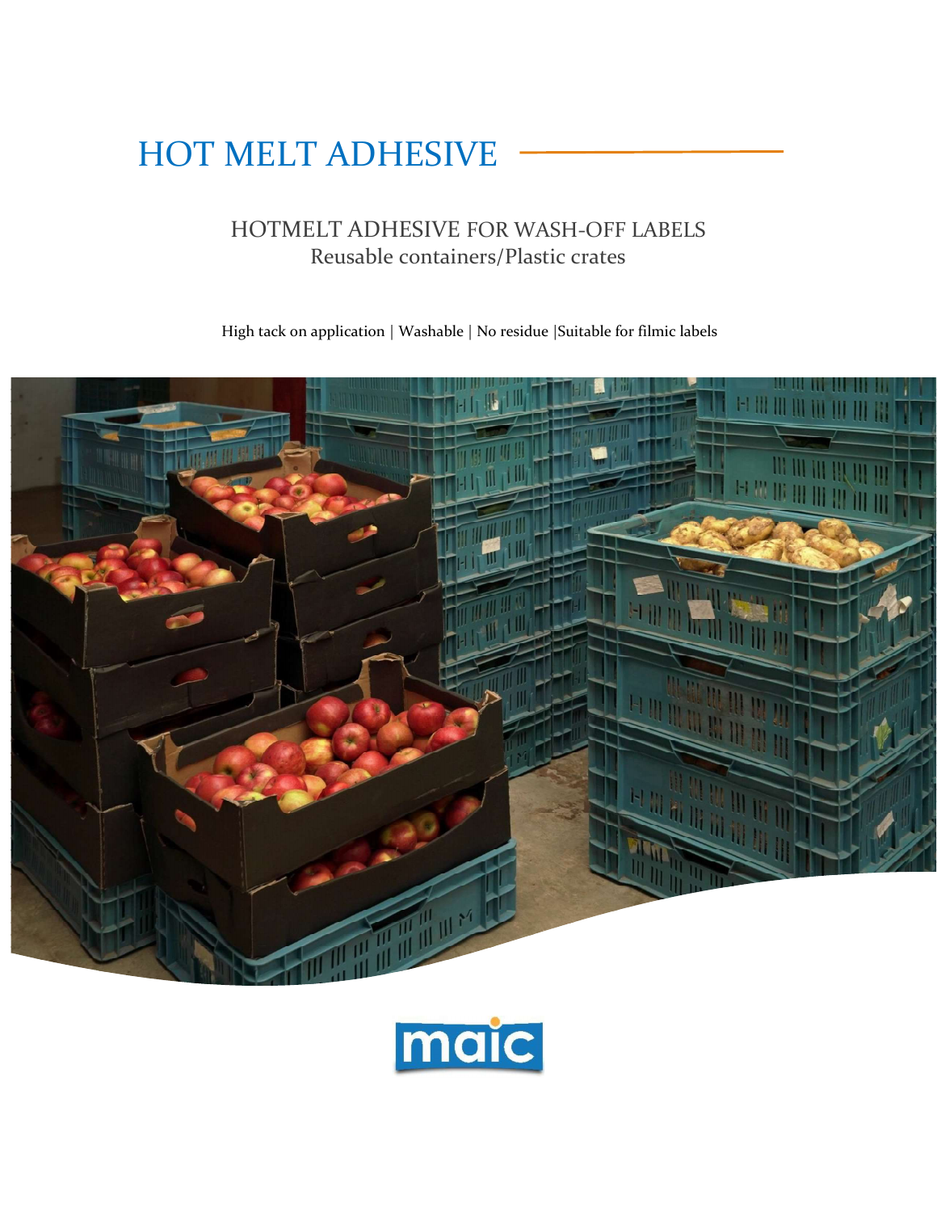# HOT MELT ADHESIVE

## HOTMELT ADHESIVE FOR WASH-OFF LABELS
Reusable containers/Plastic crates

High tack on application | Washable | No residue |Suitable for filmic labels

maic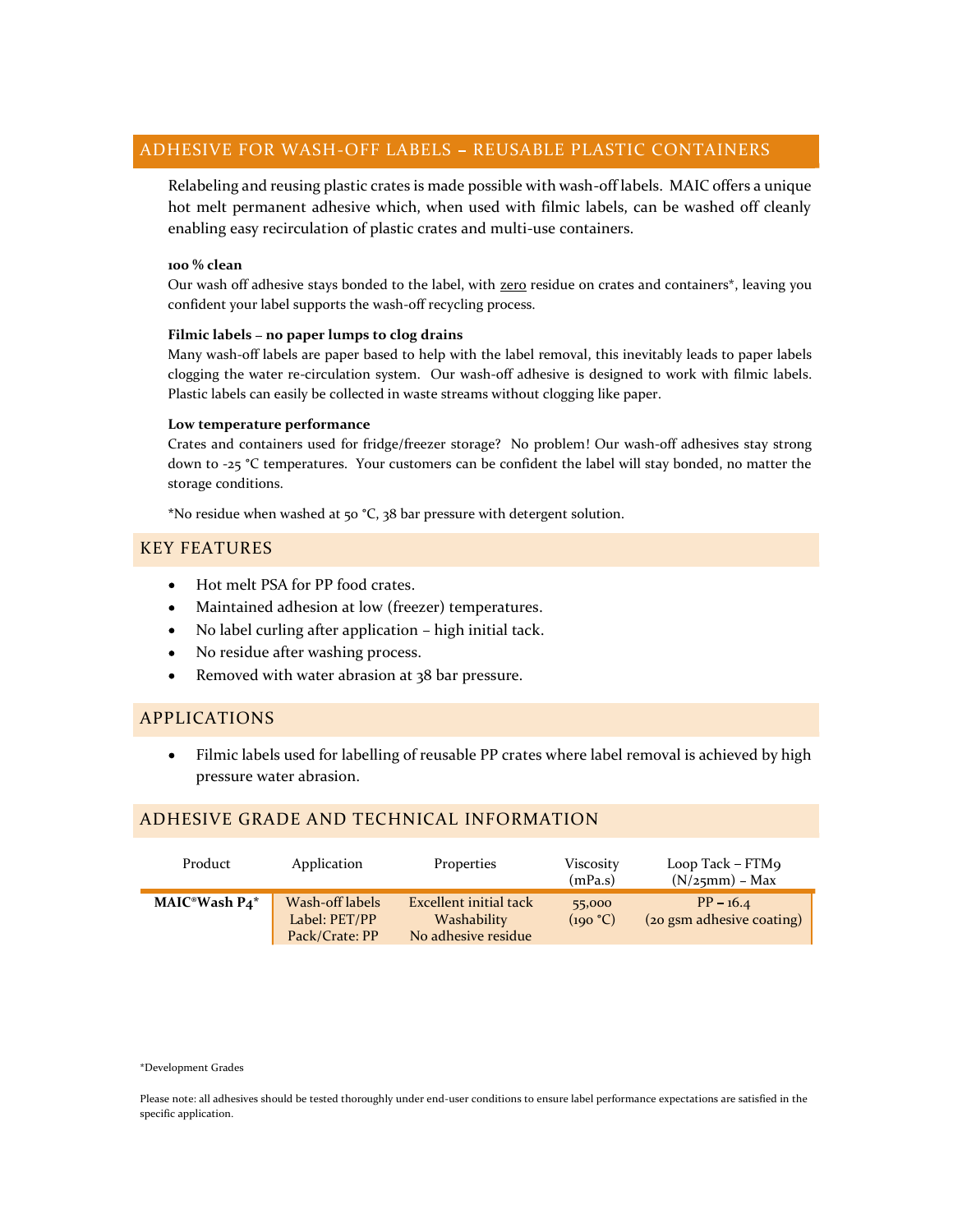## ADHESIVE FOR WASH-OFF LABELS – REUSABLE PLASTIC CONTAINERS

Relabeling and reusing plastic crates is made possible with wash-off labels. MAIC offers a unique hot melt permanent adhesive which, when used with filmic labels, can be washed off cleanly enabling easy recirculation of plastic crates and multi-use containers.

**100 % clean**

Our wash off adhesive stays bonded to the label, with <u>zero</u> residue on crates and containers*, leaving you confident your label supports the wash-off recycling process.

**Filmic labels – no paper lumps to clog drains**

Many wash-off labels are paper based to help with the label removal, this inevitably leads to paper labels clogging the water re-circulation system. Our wash-off adhesive is designed to work with filmic labels. Plastic labels can easily be collected in waste streams without clogging like paper.

**Low temperature performance**

Crates and containers used for fridge/freezer storage? No problem! Our wash-off adhesives stay strong down to -25 °C temperatures. Your customers can be confident the label will stay bonded, no matter the storage conditions.

*No residue when washed at 50 °C, 38 bar pressure with detergent solution.

## KEY FEATURES

- Hot melt PSA for PP food crates.
- Maintained adhesion at low (freezer) temperatures.
- No label curling after application – high initial tack.
- No residue after washing process.
- Removed with water abrasion at 38 bar pressure.

## APPLICATIONS

- Filmic labels used for labelling of reusable PP crates where label removal is achieved by high pressure water abrasion.

## ADHESIVE GRADE AND TECHNICAL INFORMATION

| Product | Application | Properties | Viscosity (mPa.s) | Loop Tack – FTM9 (N/25mm) – Max |
|---|---|---|---|---|
| **MAIC®Wash P4*** | Wash-off labels<br>Label: PET/PP<br>Pack/Crate: PP | Excellent initial tack<br>Washability<br>No adhesive residue | 55,000<br>(190 °C) | PP – 16.4<br>(20 gsm adhesive coating) |

*Development Grades

Please note: all adhesives should be tested thoroughly under end-user conditions to ensure label performance expectations are satisfied in the specific application.